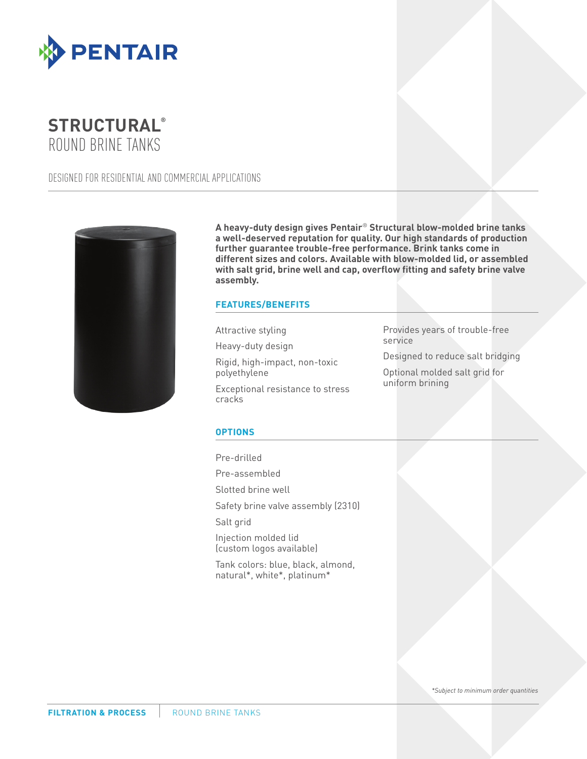# STRUCTURAL® ROUND BRINE TANKS

DESIGNED FOR RESIDENTIAL AND COMMERCIAL APPLICATIONS

**A heavy-duty design gives Pentair® Structural blow-molded brine tanks a well-deserved reputation for quality. Our high standards of production further guarantee trouble-free performance. Brink tanks come in different sizes and colors. Available with blow-molded lid, or assembled with salt grid, brine well and cap, overflow fitting and safety brine valve assembly.**

## FEATURES/BENEFITS

- Attractive styling
- Heavy-duty design
- Rigid, high-impact, non-toxic polyethylene
- Exceptional resistance to stress cracks
- Provides years of trouble-free service
- Designed to reduce salt bridging
- Optional molded salt grid for uniform brining

## OPTIONS

- Pre-drilled
- Pre-assembled
- Slotted brine well
- Safety brine valve assembly (2310)
- Salt grid
- Injection molded lid (custom logos available)
- Tank colors: blue, black, almond, natural*, white*, platinum*

*Subject to minimum order quantities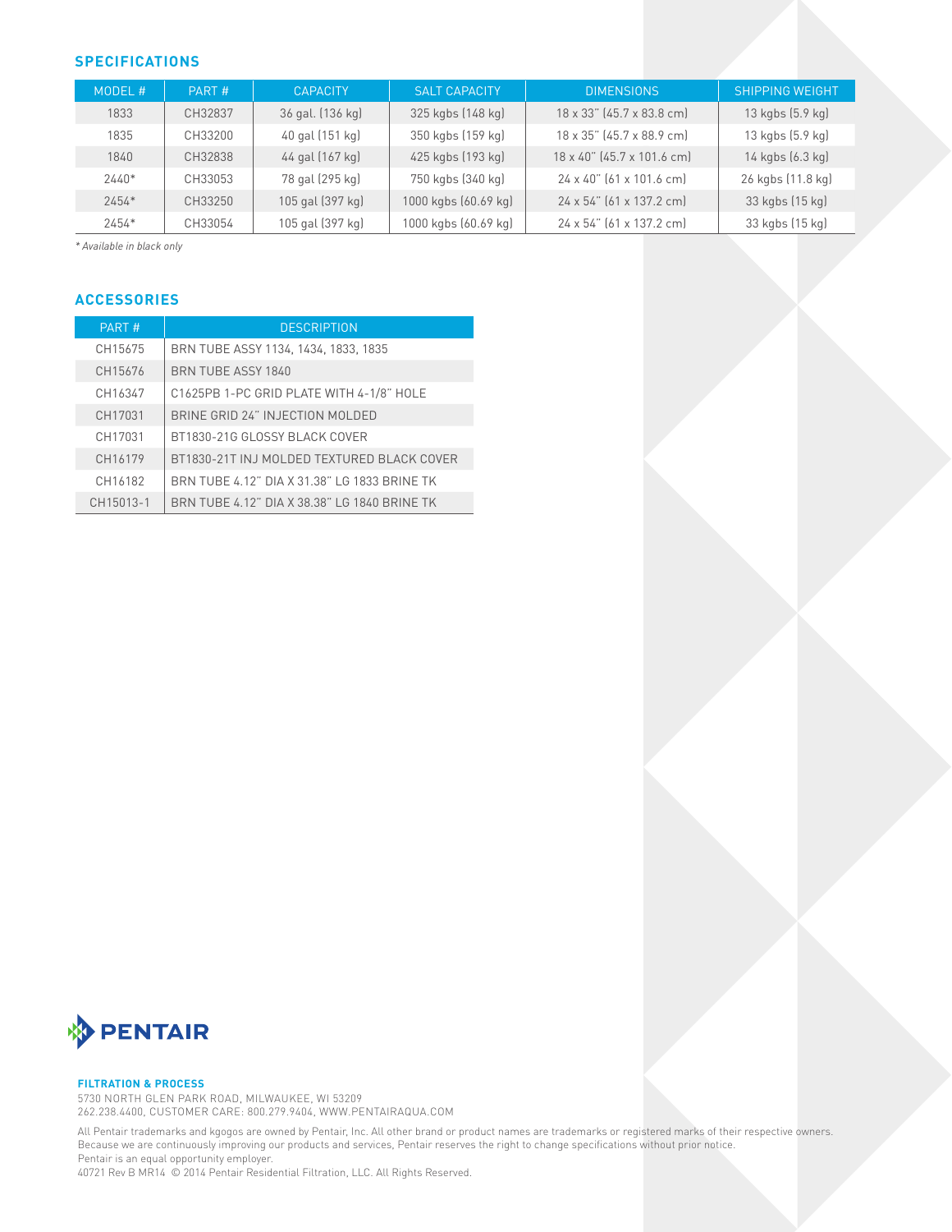## SPECIFICATIONS

| MODEL # | PART # | CAPACITY | SALT CAPACITY | DIMENSIONS | SHIPPING WEIGHT |
|---|---|---|---|---|---|
| 1833 | CH32837 | 36 gal. (136 kg) | 325 kgbs (148 kg) | 18 x 33" (45.7 x 83.8 cm) | 13 kgbs (5.9 kg) |
| 1835 | CH33200 | 40 gal (151 kg) | 350 kgbs (159 kg) | 18 x 35" (45.7 x 88.9 cm) | 13 kgbs (5.9 kg) |
| 1840 | CH32838 | 44 gal (167 kg) | 425 kgbs (193 kg) | 18 x 40" (45.7 x 101.6 cm) | 14 kgbs (6.3 kg) |
| 2440* | CH33053 | 78 gal (295 kg) | 750 kgbs (340 kg) | 24 x 40" (61 x 101.6 cm) | 26 kgbs (11.8 kg) |
| 2454* | CH33250 | 105 gal (397 kg) | 1000 kgbs (60.69 kg) | 24 x 54" (61 x 137.2 cm) | 33 kgbs (15 kg) |
| 2454* | CH33054 | 105 gal (397 kg) | 1000 kgbs (60.69 kg) | 24 x 54" (61 x 137.2 cm) | 33 kgbs (15 kg) |

*\* Available in black only*

## ACCESSORIES

| PART # | DESCRIPTION |
|---|---|
| CH15675 | BRN TUBE ASSY 1134, 1434, 1833, 1835 |
| CH15676 | BRN TUBE ASSY 1840 |
| CH16347 | C1625PB 1-PC GRID PLATE WITH 4-1/8" HOLE |
| CH17031 | BRINE GRID 24" INJECTION MOLDED |
| CH17031 | BT1830-21G GLOSSY BLACK COVER |
| CH16179 | BT1830-21T INJ MOLDED TEXTURED BLACK COVER |
| CH16182 | BRN TUBE 4.12" DIA X 31.38" LG 1833 BRINE TK |
| CH15013-1 | BRN TUBE 4.12" DIA X 38.38" LG 1840 BRINE TK |

PENTAIR

**FILTRATION & PROCESS**
5730 NORTH GLEN PARK ROAD, MILWAUKEE, WI 53209
262.238.4400, CUSTOMER CARE: 800.279.9404, WWW.PENTAIRAQUA.COM

All Pentair trademarks and kgogos are owned by Pentair, Inc. All other brand or product names are trademarks or registered marks of their respective owners.
Because we are continuously improving our products and services, Pentair reserves the right to change specifications without prior notice.
Pentair is an equal opportunity employer.
40721 Rev B MR14 © 2014 Pentair Residential Filtration, LLC. All Rights Reserved.